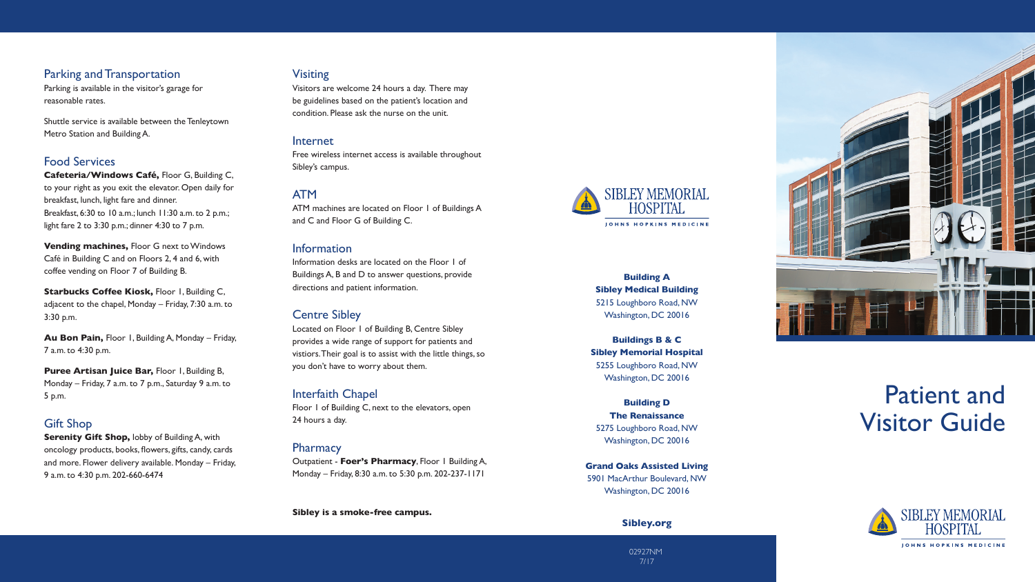## Parking and Transportation

Parking is available in the visitor's garage for reasonable rates.

Shuttle service is available between the Tenleytown Metro Station and Building A.

## Food Services

**Cafeteria/Windows Café,** Floor G, Building C, to your right as you exit the elevator. Open daily for breakfast, lunch, light fare and dinner.
Breakfast, 6:30 to 10 a.m.; lunch 11:30 a.m. to 2 p.m.; light fare 2 to 3:30 p.m.; dinner 4:30 to 7 p.m.

**Vending machines,** Floor G next to Windows Café in Building C and on Floors 2, 4 and 6, with coffee vending on Floor 7 of Building B.

**Starbucks Coffee Kiosk,** Floor 1, Building C, adjacent to the chapel, Monday – Friday, 7:30 a.m. to 3:30 p.m.

**Au Bon Pain,** Floor 1, Building A, Monday – Friday, 7 a.m. to 4:30 p.m.

**Puree Artisan Juice Bar,** Floor 1, Building B, Monday – Friday, 7 a.m. to 7 p.m., Saturday 9 a.m. to 5 p.m.

## Gift Shop

**Serenity Gift Shop,** lobby of Building A, with oncology products, books, flowers, gifts, candy, cards and more. Flower delivery available. Monday – Friday, 9 a.m. to 4:30 p.m. 202-660-6474

## Visiting

Visitors are welcome 24 hours a day. There may be guidelines based on the patient's location and condition. Please ask the nurse on the unit.

## Internet

Free wireless internet access is available throughout Sibley's campus.

## ATM

ATM machines are located on Floor 1 of Buildings A and C and Floor G of Building C.

## Information

Information desks are located on the Floor 1 of Buildings A, B and D to answer questions, provide directions and patient information.

## Centre Sibley

Located on Floor 1 of Building B, Centre Sibley provides a wide range of support for patients and vistiors. Their goal is to assist with the little things, so you don't have to worry about them.

## Interfaith Chapel

Floor 1 of Building C, next to the elevators, open 24 hours a day.

## Pharmacy

Outpatient - **Foer's Pharmacy**, Floor 1 Building A, Monday – Friday, 8:30 a.m. to 5:30 p.m. 202-237-1171

**Sibley is a smoke-free campus.**

SIBLEY MEMORIAL HOSPITAL
JOHNS HOPKINS MEDICINE

**Building A**
**Sibley Medical Building**
5215 Loughboro Road, NW
Washington, DC 20016

**Buildings B & C**
**Sibley Memorial Hospital**
5255 Loughboro Road, NW
Washington, DC 20016

**Building D**
**The Renaissance**
5275 Loughboro Road, NW
Washington, DC 20016

**Grand Oaks Assisted Living**
5901 MacArthur Boulevard, NW
Washington, DC 20016

**Sibley.org**

02927NM
7/17

# Patient and Visitor Guide

SIBLEY MEMORIAL HOSPITAL
JOHNS HOPKINS MEDICINE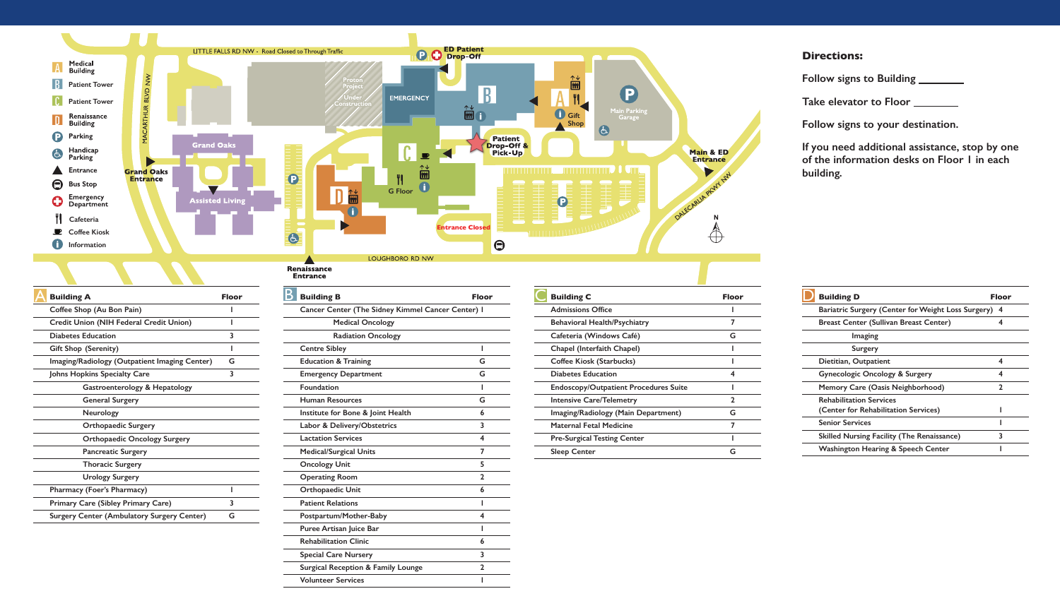Medical Building

Patient Tower

Patient Tower

Renaissance Building

Parking

Handicap Parking

Entrance

Bus Stop

Emergency Department

Cafeteria

Coffee Kiosk

Information

LITTLE FALLS RD NW - Road Closed to Through Traffic

MACARTHUR BLVD NW

ED Patient Drop-Off

Proton Project Under Construction

EMERGENCY

Gift Shop

Main Parking Garage

Grand Oaks

Grand Oaks Entrance

Assisted Living

Patient Drop-Off & Pick-Up

Main & ED Entrance

DALECARLIA PKWY NW

G Floor

Entrance Closed

LOUGHBORO RD NW

Renaissance Entrance

N

**Directions:**

Follow signs to Building ________

Take elevator to Floor ________

Follow signs to your destination.

If you need additional assistance, stop by one of the information desks on Floor 1 in each building.

| Building A | Floor |
|---|---|
| Coffee Shop (Au Bon Pain) | 1 |
| Credit Union (NIH Federal Credit Union) | 1 |
| Diabetes Education | 3 |
| Gift Shop (Serenity) | 1 |
| Imaging/Radiology (Outpatient Imaging Center) | G |
| Johns Hopkins Specialty Care | 3 |
| Gastroenterology & Hepatology | |
| General Surgery | |
| Neurology | |
| Orthopaedic Surgery | |
| Orthopaedic Oncology Surgery | |
| Pancreatic Surgery | |
| Thoracic Surgery | |
| Urology Surgery | |
| Pharmacy (Foer's Pharmacy) | 1 |
| Primary Care (Sibley Primary Care) | 3 |
| Surgery Center (Ambulatory Surgery Center) | G |

| Building B | Floor |
|---|---|
| Cancer Center (The Sidney Kimmel Cancer Center) | 1 |
| Medical Oncology | |
| Radiation Oncology | |
| Centre Sibley | 1 |
| Education & Training | G |
| Emergency Department | G |
| Foundation | 1 |
| Human Resources | G |
| Institute for Bone & Joint Health | 6 |
| Labor & Delivery/Obstetrics | 3 |
| Lactation Services | 4 |
| Medical/Surgical Units | 7 |
| Oncology Unit | 5 |
| Operating Room | 2 |
| Orthopaedic Unit | 6 |
| Patient Relations | 1 |
| Postpartum/Mother-Baby | 4 |
| Puree Artisan Juice Bar | 1 |
| Rehabilitation Clinic | 6 |
| Special Care Nursery | 3 |
| Surgical Reception & Family Lounge | 2 |
| Volunteer Services | 1 |

| Building C | Floor |
|---|---|
| Admissions Office | 1 |
| Behavioral Health/Psychiatry | 7 |
| Cafeteria (Windows Café) | G |
| Chapel (Interfaith Chapel) | 1 |
| Coffee Kiosk (Starbucks) | 1 |
| Diabetes Education | 4 |
| Endoscopy/Outpatient Procedures Suite | 1 |
| Intensive Care/Telemetry | 2 |
| Imaging/Radiology (Main Department) | G |
| Maternal Fetal Medicine | 7 |
| Pre-Surgical Testing Center | 1 |
| Sleep Center | G |

| Building D | Floor |
|---|---|
| Bariatric Surgery (Center for Weight Loss Surgery) | 4 |
| Breast Center (Sullivan Breast Center) | 4 |
| Imaging | |
| Surgery | |
| Dietitian, Outpatient | 4 |
| Gynecologic Oncology & Surgery | 4 |
| Memory Care (Oasis Neighborhood) | 2 |
| Rehabilitation Services (Center for Rehabilitation Services) | 1 |
| Senior Services | 1 |
| Skilled Nursing Facility (The Renaissance) | 3 |
| Washington Hearing & Speech Center | 1 |